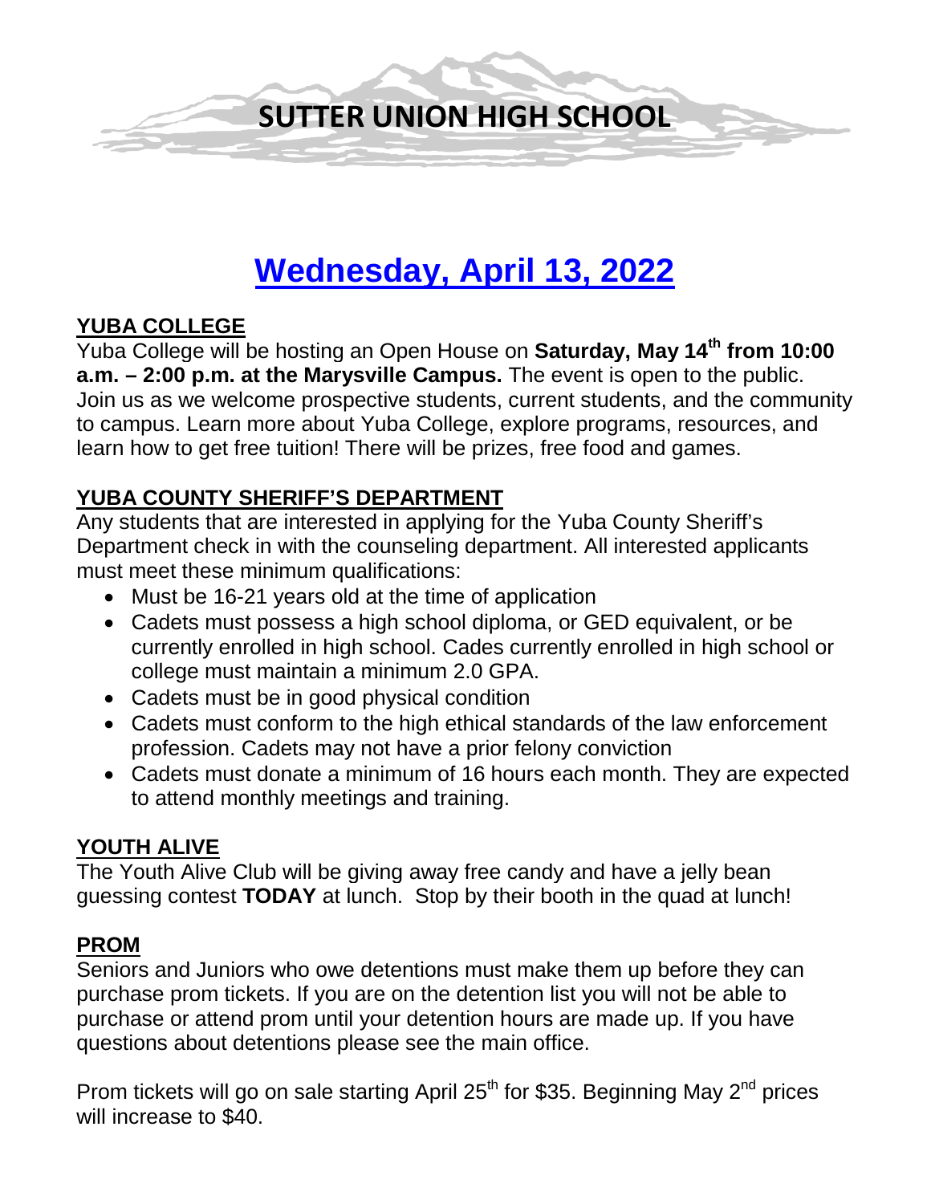# SUTTER UNION HIGH SCHOOL

# Wednesday, April 13, 2022

## YUBA COLLEGE

Yuba College will be hosting an Open House on **Saturday, May 14th from 10:00 a.m. – 2:00 p.m. at the Marysville Campus.** The event is open to the public. Join us as we welcome prospective students, current students, and the community to campus. Learn more about Yuba College, explore programs, resources, and learn how to get free tuition! There will be prizes, free food and games.

## YUBA COUNTY SHERIFF'S DEPARTMENT

Any students that are interested in applying for the Yuba County Sheriff's Department check in with the counseling department. All interested applicants must meet these minimum qualifications:

- Must be 16-21 years old at the time of application
- Cadets must possess a high school diploma, or GED equivalent, or be currently enrolled in high school. Cades currently enrolled in high school or college must maintain a minimum 2.0 GPA.
- Cadets must be in good physical condition
- Cadets must conform to the high ethical standards of the law enforcement profession. Cadets may not have a prior felony conviction
- Cadets must donate a minimum of 16 hours each month. They are expected to attend monthly meetings and training.

## YOUTH ALIVE

The Youth Alive Club will be giving away free candy and have a jelly bean guessing contest **TODAY** at lunch. Stop by their booth in the quad at lunch!

## PROM

Seniors and Juniors who owe detentions must make them up before they can purchase prom tickets. If you are on the detention list you will not be able to purchase or attend prom until your detention hours are made up. If you have questions about detentions please see the main office.

Prom tickets will go on sale starting April 25th for $35. Beginning May 2nd prices will increase to $40.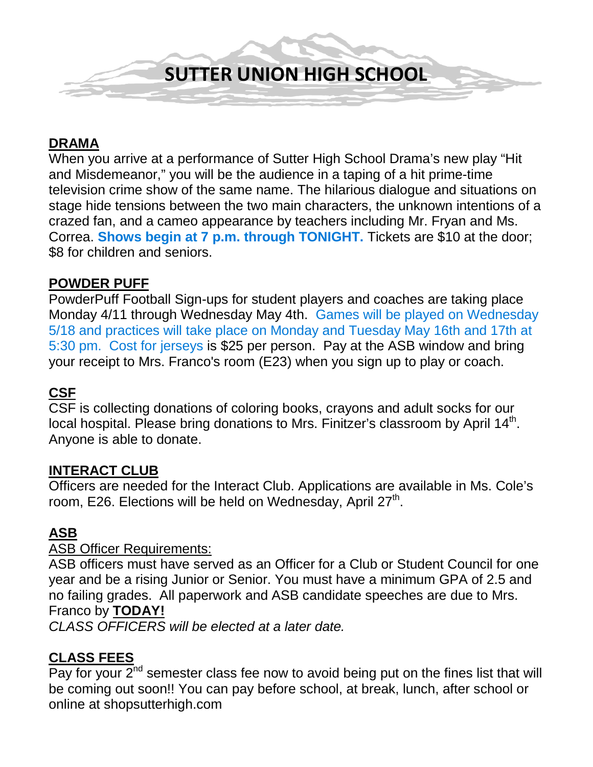# SUTTER UNION HIGH SCHOOL

## DRAMA

When you arrive at a performance of Sutter High School Drama's new play "Hit and Misdemeanor," you will be the audience in a taping of a hit prime-time television crime show of the same name. The hilarious dialogue and situations on stage hide tensions between the two main characters, the unknown intentions of a crazed fan, and a cameo appearance by teachers including Mr. Fryan and Ms. Correa. **Shows begin at 7 p.m. through TONIGHT.** Tickets are $10 at the door; $8 for children and seniors.

## POWDER PUFF

PowderPuff Football Sign-ups for student players and coaches are taking place Monday 4/11 through Wednesday May 4th. Games will be played on Wednesday 5/18 and practices will take place on Monday and Tuesday May 16th and 17th at 5:30 pm. Cost for jerseys is $25 per person. Pay at the ASB window and bring your receipt to Mrs. Franco's room (E23) when you sign up to play or coach.

## CSF

CSF is collecting donations of coloring books, crayons and adult socks for our local hospital. Please bring donations to Mrs. Finitzer's classroom by April 14th. Anyone is able to donate.

## INTERACT CLUB

Officers are needed for the Interact Club. Applications are available in Ms. Cole's room, E26. Elections will be held on Wednesday, April 27th.

## ASB

ASB Officer Requirements:

ASB officers must have served as an Officer for a Club or Student Council for one year and be a rising Junior or Senior. You must have a minimum GPA of 2.5 and no failing grades. All paperwork and ASB candidate speeches are due to Mrs. Franco by **TODAY!**

*CLASS OFFICERS will be elected at a later date.*

## CLASS FEES

Pay for your 2nd semester class fee now to avoid being put on the fines list that will be coming out soon!! You can pay before school, at break, lunch, after school or online at shopsutterhigh.com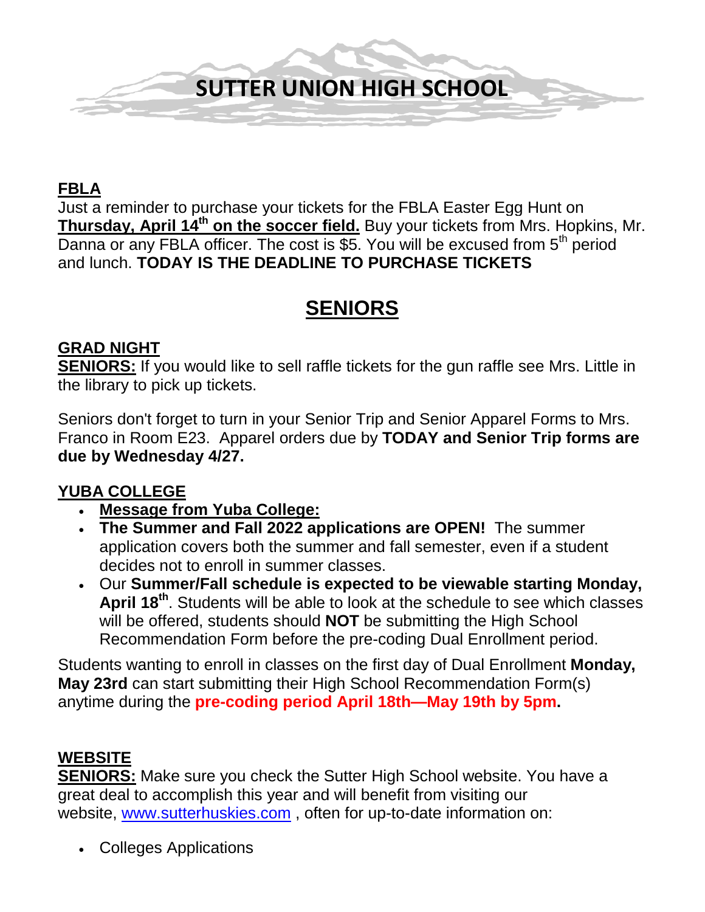# SUTTER UNION HIGH SCHOOL

**FBLA**

Just a reminder to purchase your tickets for the FBLA Easter Egg Hunt on **Thursday, April 14th on the soccer field.** Buy your tickets from Mrs. Hopkins, Mr. Danna or any FBLA officer. The cost is $5. You will be excused from 5th period and lunch. **TODAY IS THE DEADLINE TO PURCHASE TICKETS**

## SENIORS

**GRAD NIGHT**

**SENIORS:** If you would like to sell raffle tickets for the gun raffle see Mrs. Little in the library to pick up tickets.

Seniors don't forget to turn in your Senior Trip and Senior Apparel Forms to Mrs. Franco in Room E23. Apparel orders due by **TODAY and Senior Trip forms are due by Wednesday 4/27.**

**YUBA COLLEGE**

- **Message from Yuba College:**
- **The Summer and Fall 2022 applications are OPEN!** The summer application covers both the summer and fall semester, even if a student decides not to enroll in summer classes.
- Our **Summer/Fall schedule is expected to be viewable starting Monday, April 18th**. Students will be able to look at the schedule to see which classes will be offered, students should **NOT** be submitting the High School Recommendation Form before the pre-coding Dual Enrollment period.

Students wanting to enroll in classes on the first day of Dual Enrollment **Monday, May 23rd** can start submitting their High School Recommendation Form(s) anytime during the **pre-coding period April 18th—May 19th by 5pm.**

**WEBSITE**

**SENIORS:** Make sure you check the Sutter High School website. You have a great deal to accomplish this year and will benefit from visiting our website, [www.sutterhuskies.com](http://www.sutterhuskies.com) , often for up-to-date information on:

- Colleges Applications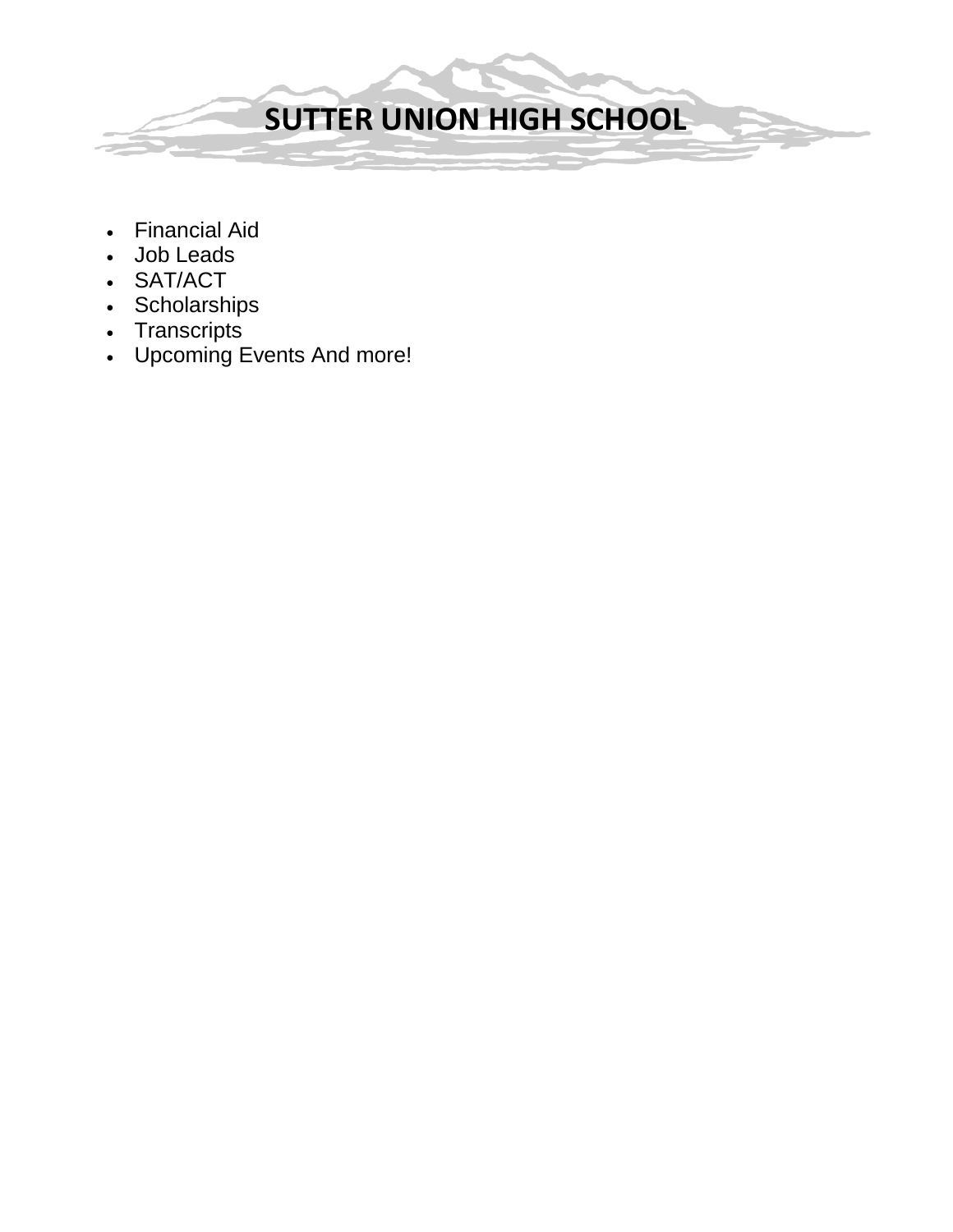# SUTTER UNION HIGH SCHOOL

- Financial Aid
- Job Leads
- SAT/ACT
- Scholarships
- Transcripts
- Upcoming Events And more!